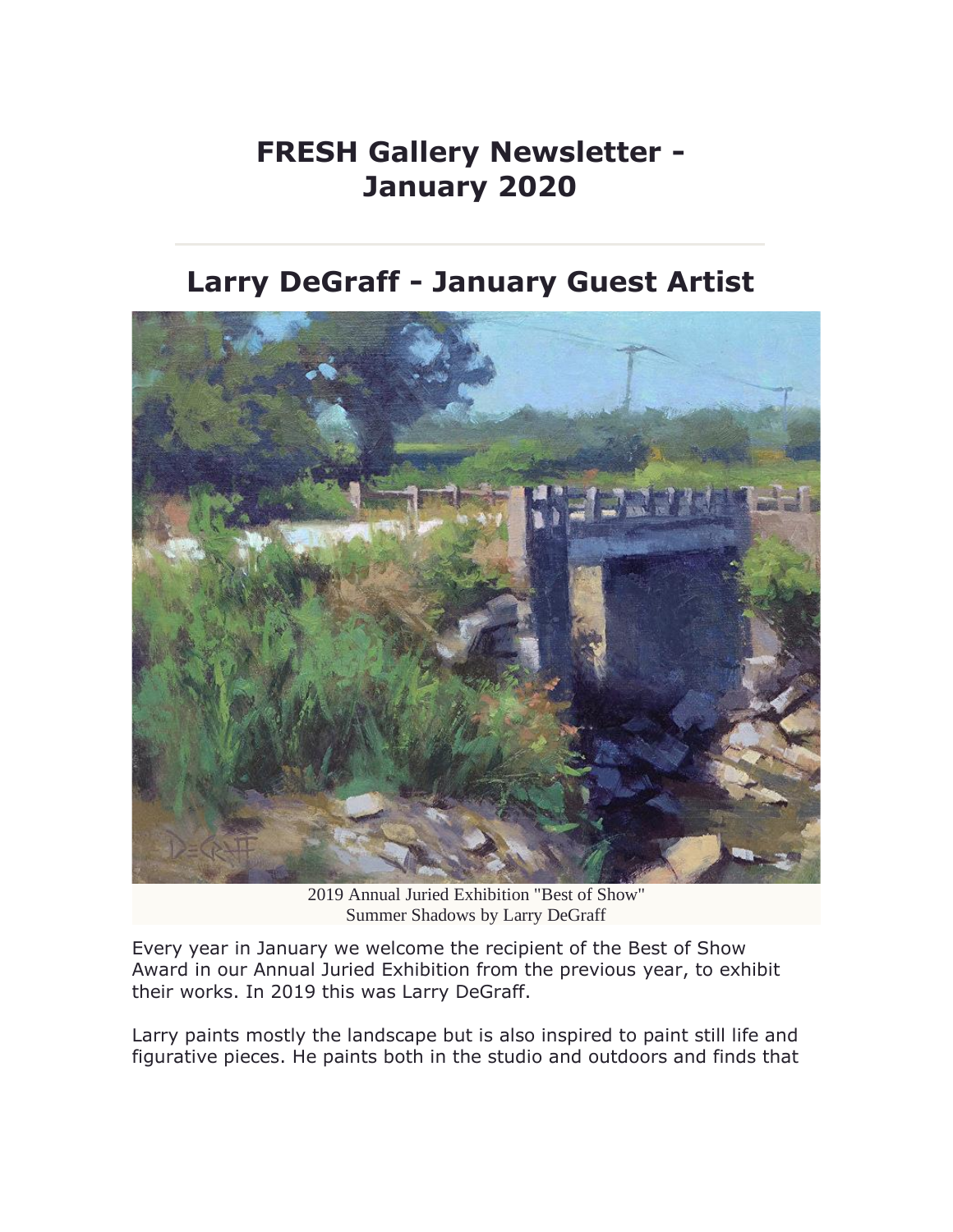# FRESH Gallery Newsletter - January 2020

## Larry DeGraff - January Guest Artist

2019 Annual Juried Exhibition "Best of Show"
Summer Shadows by Larry DeGraff

Every year in January we welcome the recipient of the Best of Show Award in our Annual Juried Exhibition from the previous year, to exhibit their works. In 2019 this was Larry DeGraff.

Larry paints mostly the landscape but is also inspired to paint still life and figurative pieces. He paints both in the studio and outdoors and finds that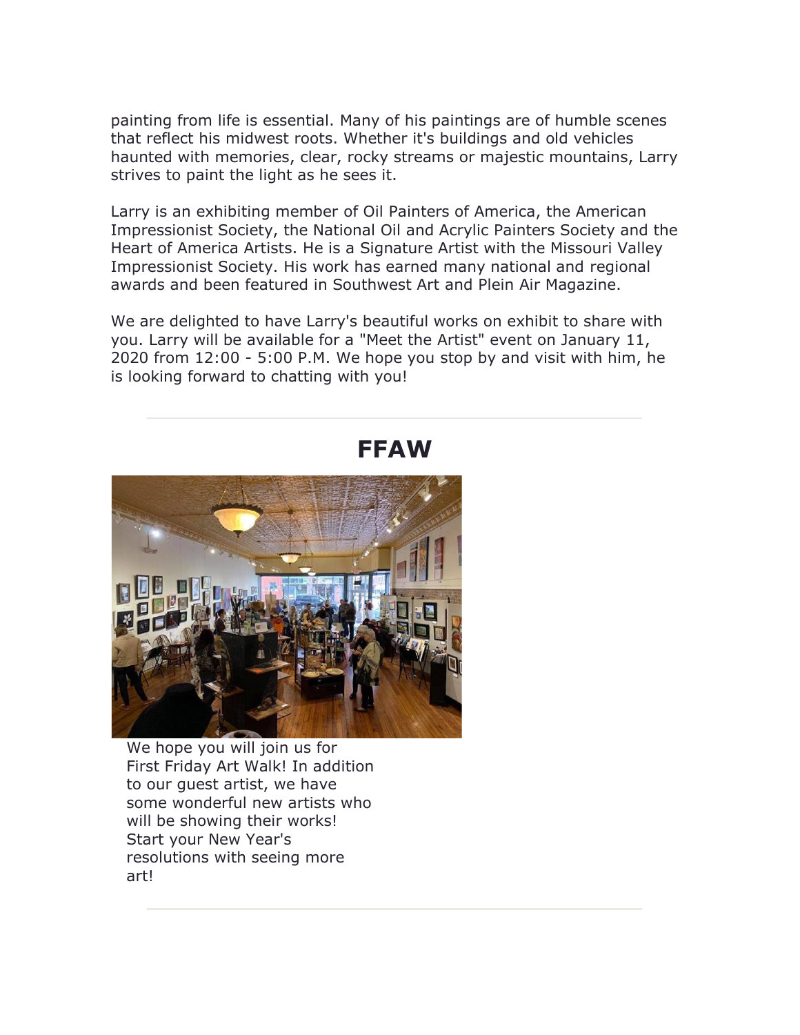painting from life is essential. Many of his paintings are of humble scenes that reflect his midwest roots. Whether it's buildings and old vehicles haunted with memories, clear, rocky streams or majestic mountains, Larry strives to paint the light as he sees it.

Larry is an exhibiting member of Oil Painters of America, the American Impressionist Society, the National Oil and Acrylic Painters Society and the Heart of America Artists. He is a Signature Artist with the Missouri Valley Impressionist Society. His work has earned many national and regional awards and been featured in Southwest Art and Plein Air Magazine.

We are delighted to have Larry's beautiful works on exhibit to share with you. Larry will be available for a "Meet the Artist" event on January 11, 2020 from 12:00 - 5:00 P.M. We hope you stop by and visit with him, he is looking forward to chatting with you!

---

## FFAW

We hope you will join us for First Friday Art Walk! In addition to our guest artist, we have some wonderful new artists who will be showing their works! Start your New Year's resolutions with seeing more art!

---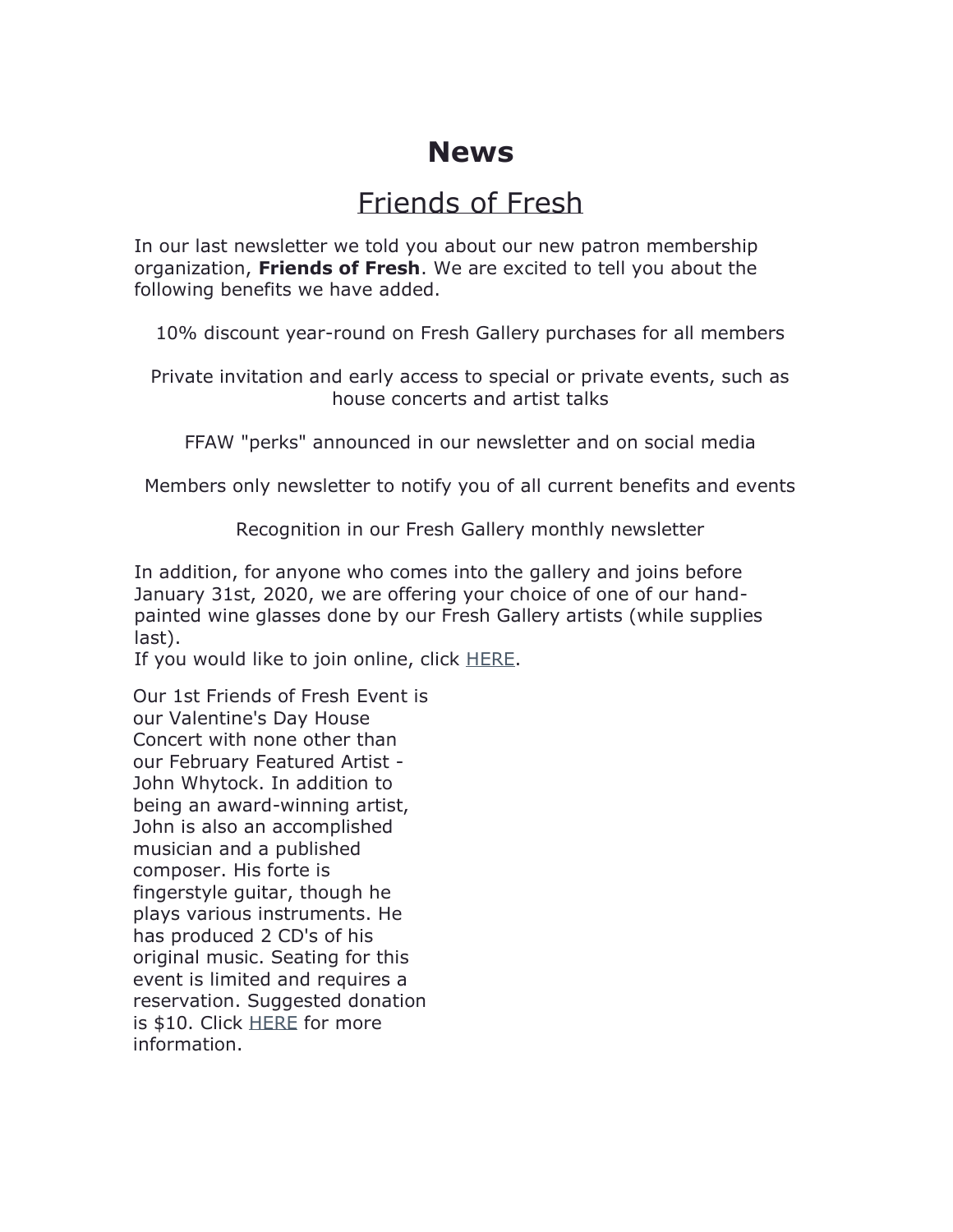# News

## Friends of Fresh

In our last newsletter we told you about our new patron membership organization, **Friends of Fresh**. We are excited to tell you about the following benefits we have added.

10% discount year-round on Fresh Gallery purchases for all members

Private invitation and early access to special or private events, such as house concerts and artist talks

FFAW "perks" announced in our newsletter and on social media

Members only newsletter to notify you of all current benefits and events

Recognition in our Fresh Gallery monthly newsletter

In addition, for anyone who comes into the gallery and joins before January 31st, 2020, we are offering your choice of one of our hand-painted wine glasses done by our Fresh Gallery artists (while supplies last).
If you would like to join online, click HERE.

Our 1st Friends of Fresh Event is our Valentine's Day House Concert with none other than our February Featured Artist - John Whytock. In addition to being an award-winning artist, John is also an accomplished musician and a published composer. His forte is fingerstyle guitar, though he plays various instruments. He has produced 2 CD's of his original music. Seating for this event is limited and requires a reservation. Suggested donation is $10. Click HERE for more information.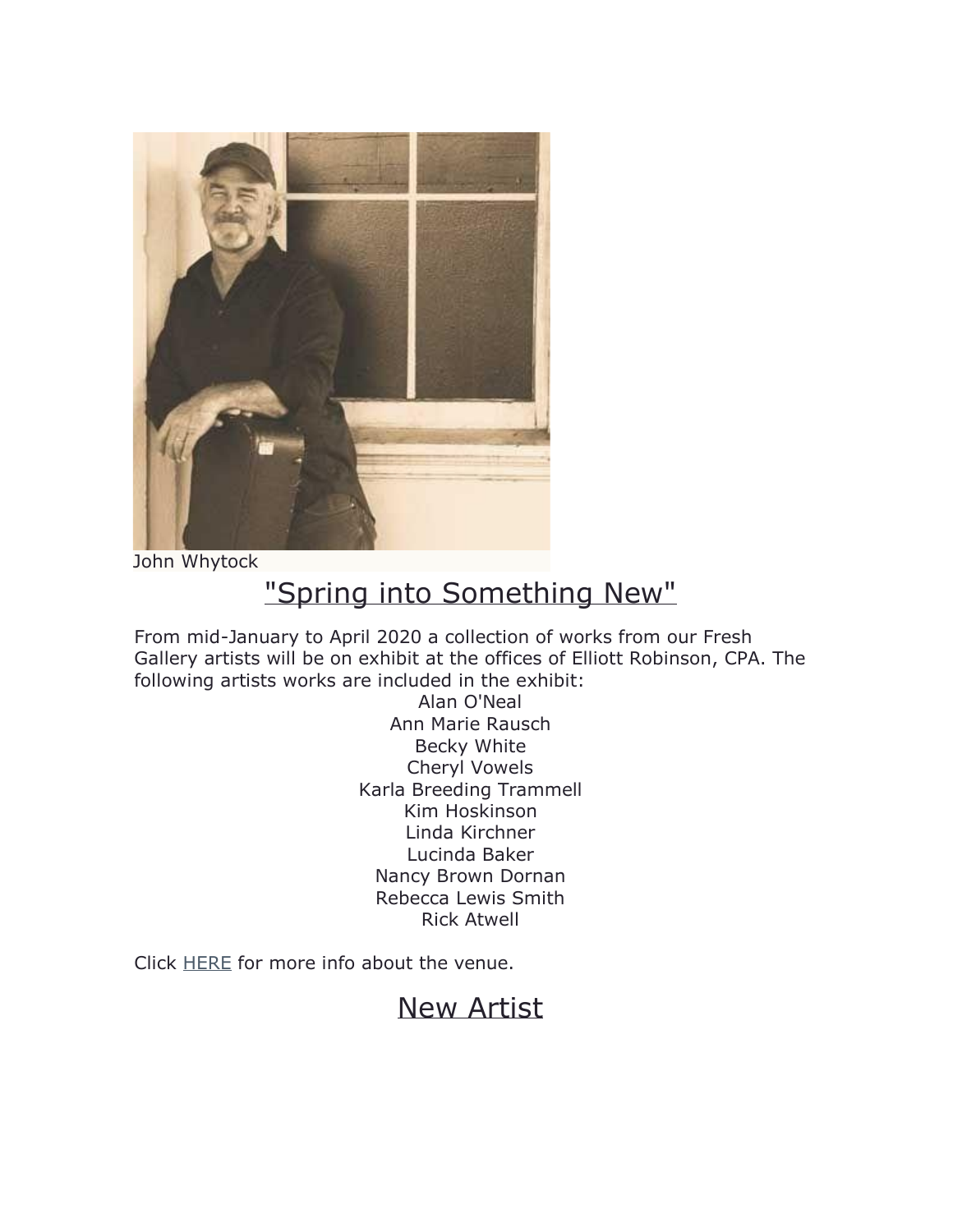John Whytock

## "Spring into Something New"

From mid-January to April 2020 a collection of works from our Fresh Gallery artists will be on exhibit at the offices of Elliott Robinson, CPA. The following artists works are included in the exhibit:

Alan O'Neal
Ann Marie Rausch
Becky White
Cheryl Vowels
Karla Breeding Trammell
Kim Hoskinson
Linda Kirchner
Lucinda Baker
Nancy Brown Dornan
Rebecca Lewis Smith
Rick Atwell

Click HERE for more info about the venue.

## New Artist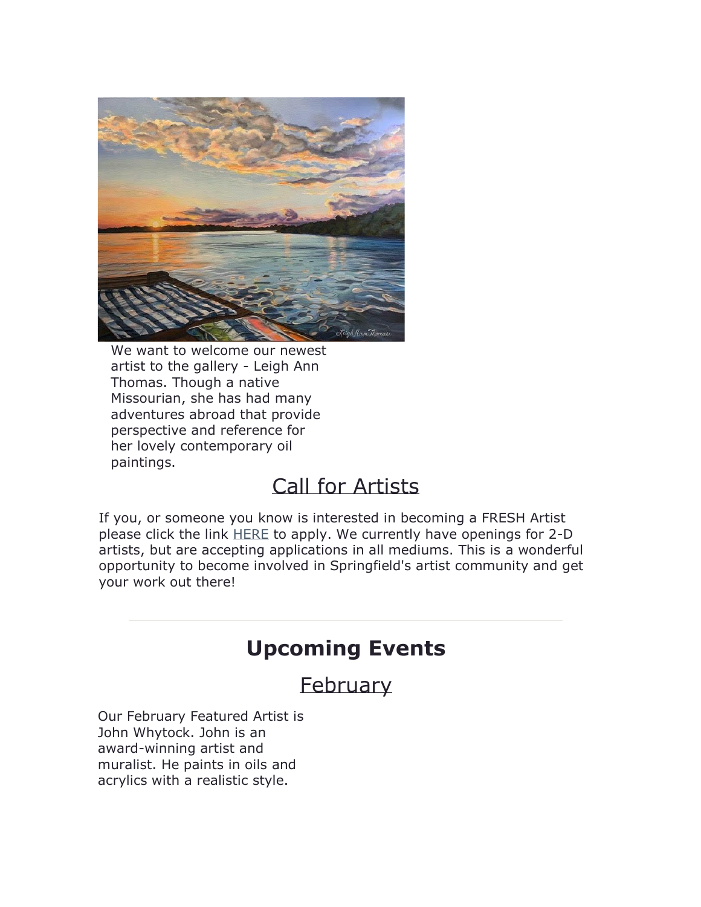We want to welcome our newest artist to the gallery - Leigh Ann Thomas. Though a native Missourian, she has had many adventures abroad that provide perspective and reference for her lovely contemporary oil paintings.

## Call for Artists

If you, or someone you know is interested in becoming a FRESH Artist please click the link HERE to apply. We currently have openings for 2-D artists, but are accepting applications in all mediums. This is a wonderful opportunity to become involved in Springfield's artist community and get your work out there!

---

# Upcoming Events

## February

Our February Featured Artist is John Whytock. John is an award-winning artist and muralist. He paints in oils and acrylics with a realistic style.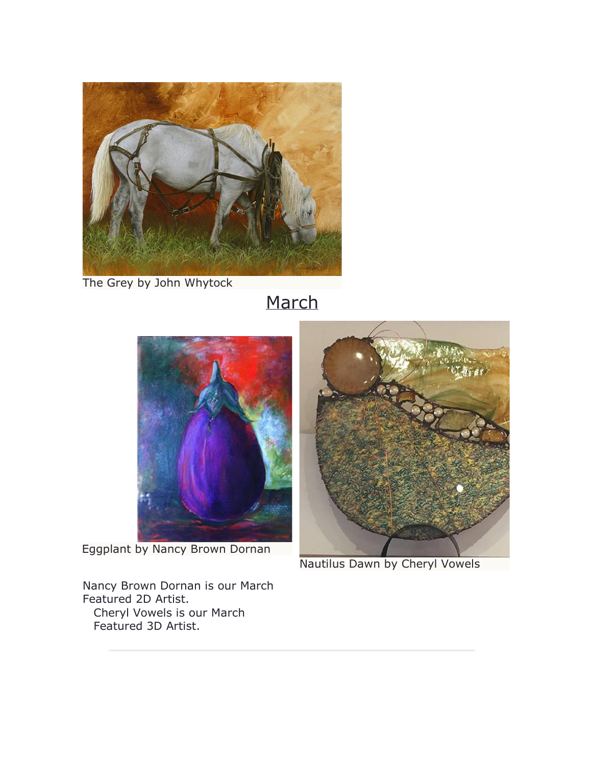The Grey by John Whytock

## March

Eggplant by Nancy Brown Dornan

Nautilus Dawn by Cheryl Vowels

Nancy Brown Dornan is our March Featured 2D Artist.

Cheryl Vowels is our March Featured 3D Artist.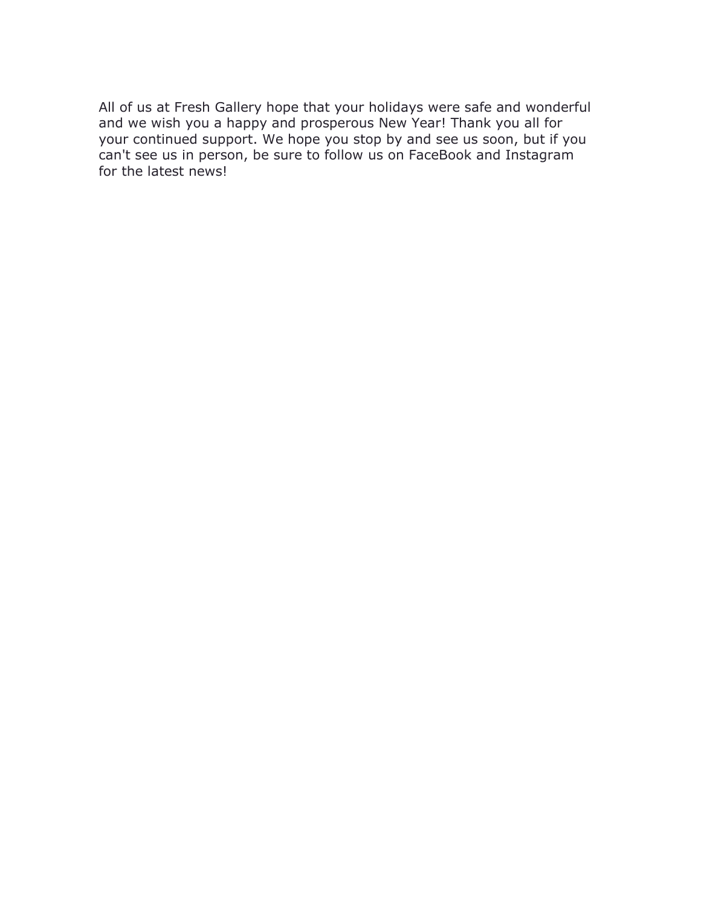All of us at Fresh Gallery hope that your holidays were safe and wonderful and we wish you a happy and prosperous New Year! Thank you all for your continued support. We hope you stop by and see us soon, but if you can't see us in person, be sure to follow us on FaceBook and Instagram for the latest news!